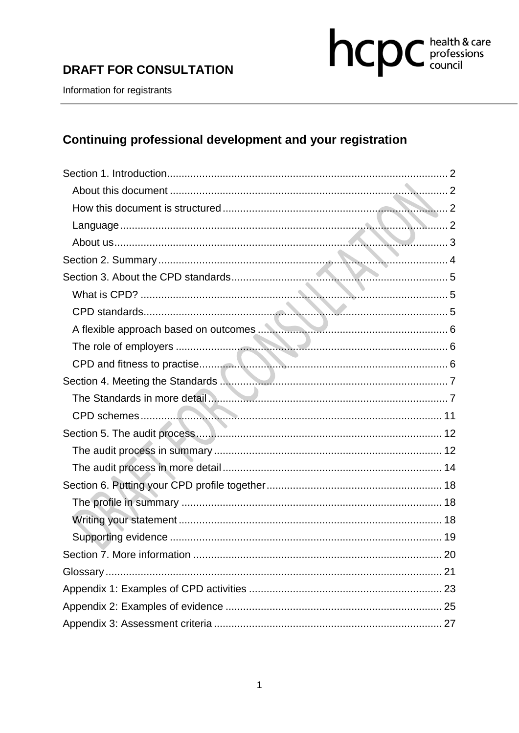**DRAFT FOR CONSULTATION**

Information for registrants

## Continuing professional development and your registration

Section 1. Introduction .......... 2
- About this document .......... 2
- How this document is structured .......... 2
- Language .......... 2
- About us .......... 3

Section 2. Summary .......... 4

Section 3. About the CPD standards .......... 5
- What is CPD? .......... 5
- CPD standards .......... 5
- A flexible approach based on outcomes .......... 6
- The role of employers .......... 6
- CPD and fitness to practise .......... 6

Section 4. Meeting the Standards .......... 7
- The Standards in more detail .......... 7
- CPD schemes .......... 11

Section 5. The audit process .......... 12
- The audit process in summary .......... 12
- The audit process in more detail .......... 14

Section 6. Putting your CPD profile together .......... 18
- The profile in summary .......... 18
- Writing your statement .......... 18
- Supporting evidence .......... 19

Section 7. More information .......... 20

Glossary .......... 21

Appendix 1: Examples of CPD activities .......... 23

Appendix 2: Examples of evidence .......... 25

Appendix 3: Assessment criteria .......... 27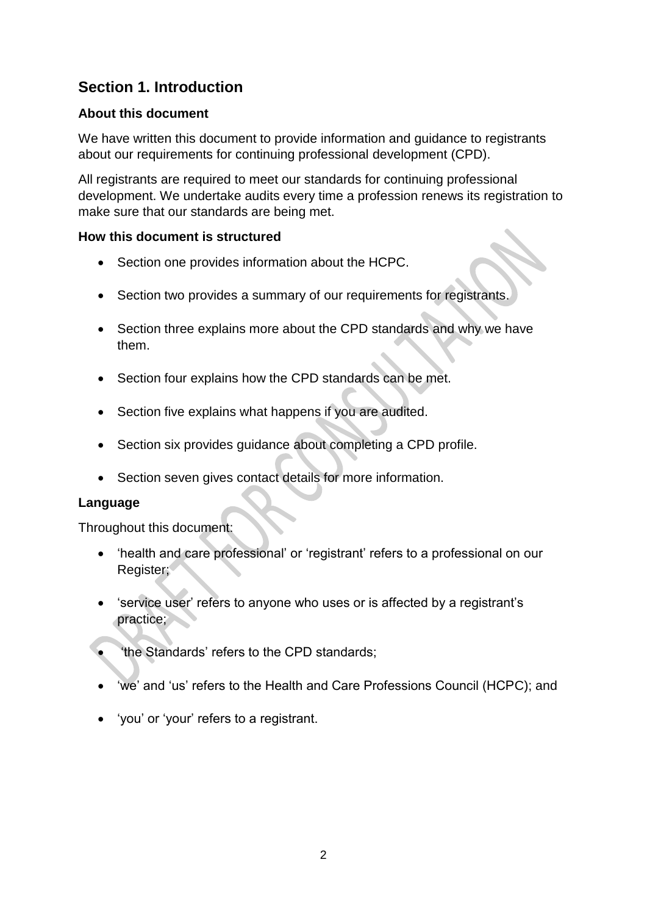## Section 1. Introduction

### About this document

We have written this document to provide information and guidance to registrants about our requirements for continuing professional development (CPD).

All registrants are required to meet our standards for continuing professional development. We undertake audits every time a profession renews its registration to make sure that our standards are being met.

### How this document is structured

- Section one provides information about the HCPC.
- Section two provides a summary of our requirements for registrants.
- Section three explains more about the CPD standards and why we have them.
- Section four explains how the CPD standards can be met.
- Section five explains what happens if you are audited.
- Section six provides guidance about completing a CPD profile.
- Section seven gives contact details for more information.

### Language

Throughout this document:

- 'health and care professional' or 'registrant' refers to a professional on our Register;
- 'service user' refers to anyone who uses or is affected by a registrant's practice;
- 'the Standards' refers to the CPD standards;
- 'we' and 'us' refers to the Health and Care Professions Council (HCPC); and
- 'you' or 'your' refers to a registrant.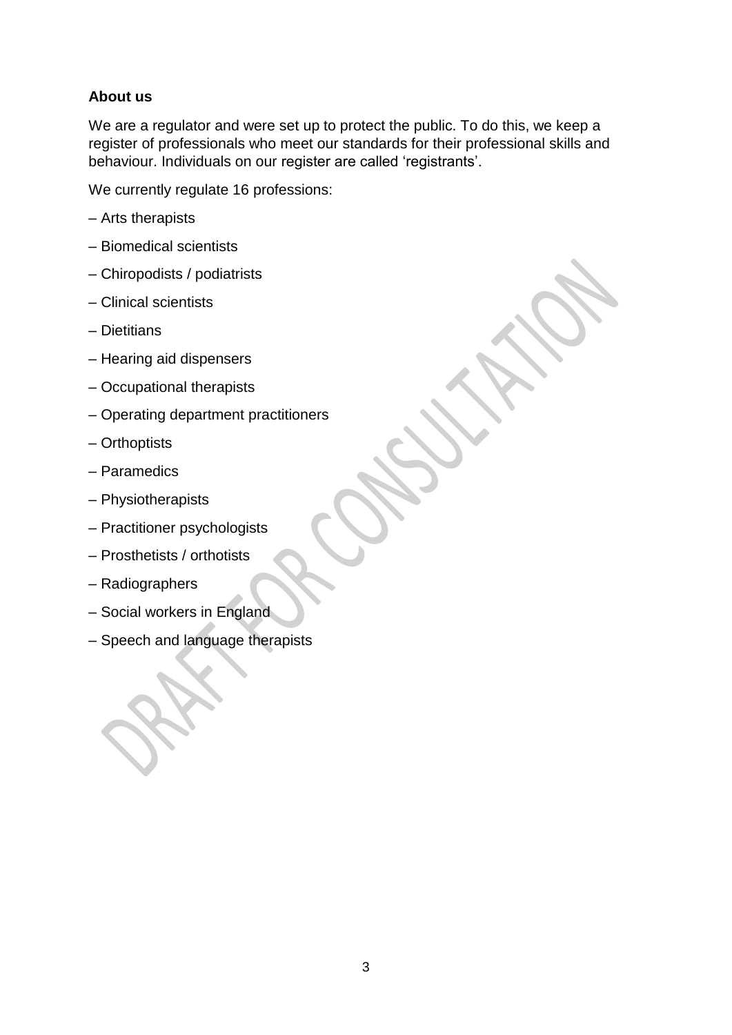**About us**

We are a regulator and were set up to protect the public. To do this, we keep a register of professionals who meet our standards for their professional skills and behaviour. Individuals on our register are called 'registrants'.

We currently regulate 16 professions:

– Arts therapists

– Biomedical scientists

– Chiropodists / podiatrists

– Clinical scientists

– Dietitians

– Hearing aid dispensers

– Occupational therapists

– Operating department practitioners

– Orthoptists

– Paramedics

– Physiotherapists

– Practitioner psychologists

– Prosthetists / orthotists

– Radiographers

– Social workers in England

– Speech and language therapists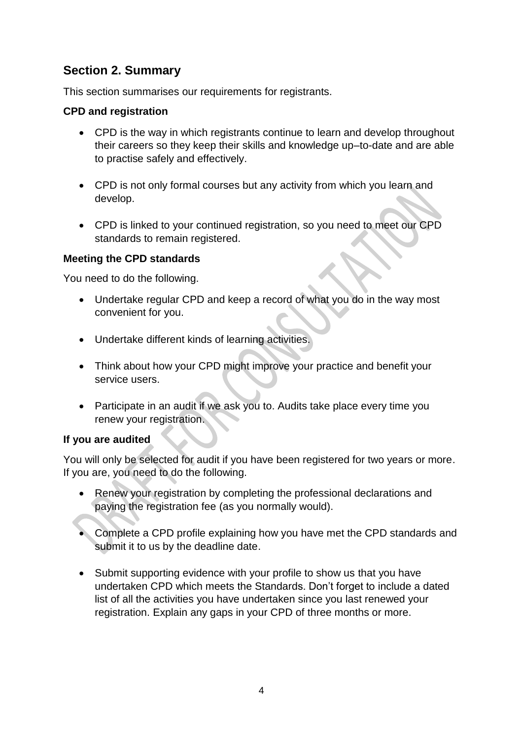## Section 2. Summary

This section summarises our requirements for registrants.

**CPD and registration**

- CPD is the way in which registrants continue to learn and develop throughout their careers so they keep their skills and knowledge up–to-date and are able to practise safely and effectively.
- CPD is not only formal courses but any activity from which you learn and develop.
- CPD is linked to your continued registration, so you need to meet our CPD standards to remain registered.

**Meeting the CPD standards**

You need to do the following.

- Undertake regular CPD and keep a record of what you do in the way most convenient for you.
- Undertake different kinds of learning activities.
- Think about how your CPD might improve your practice and benefit your service users.
- Participate in an audit if we ask you to. Audits take place every time you renew your registration.

**If you are audited**

You will only be selected for audit if you have been registered for two years or more. If you are, you need to do the following.

- Renew your registration by completing the professional declarations and paying the registration fee (as you normally would).
- Complete a CPD profile explaining how you have met the CPD standards and submit it to us by the deadline date.
- Submit supporting evidence with your profile to show us that you have undertaken CPD which meets the Standards. Don't forget to include a dated list of all the activities you have undertaken since you last renewed your registration. Explain any gaps in your CPD of three months or more.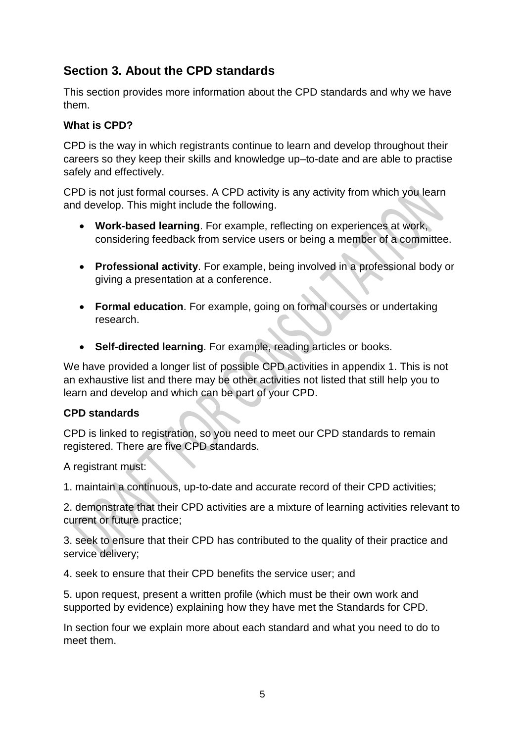## Section 3. About the CPD standards

This section provides more information about the CPD standards and why we have them.

### What is CPD?

CPD is the way in which registrants continue to learn and develop throughout their careers so they keep their skills and knowledge up–to-date and are able to practise safely and effectively.

CPD is not just formal courses. A CPD activity is any activity from which you learn and develop. This might include the following.

- **Work-based learning**. For example, reflecting on experiences at work, considering feedback from service users or being a member of a committee.
- **Professional activity**. For example, being involved in a professional body or giving a presentation at a conference.
- **Formal education**. For example, going on formal courses or undertaking research.
- **Self-directed learning**. For example, reading articles or books.

We have provided a longer list of possible CPD activities in appendix 1. This is not an exhaustive list and there may be other activities not listed that still help you to learn and develop and which can be part of your CPD.

### CPD standards

CPD is linked to registration, so you need to meet our CPD standards to remain registered. There are five CPD standards.

A registrant must:

1. maintain a continuous, up-to-date and accurate record of their CPD activities;

2. demonstrate that their CPD activities are a mixture of learning activities relevant to current or future practice;

3. seek to ensure that their CPD has contributed to the quality of their practice and service delivery;

4. seek to ensure that their CPD benefits the service user; and

5. upon request, present a written profile (which must be their own work and supported by evidence) explaining how they have met the Standards for CPD.

In section four we explain more about each standard and what you need to do to meet them.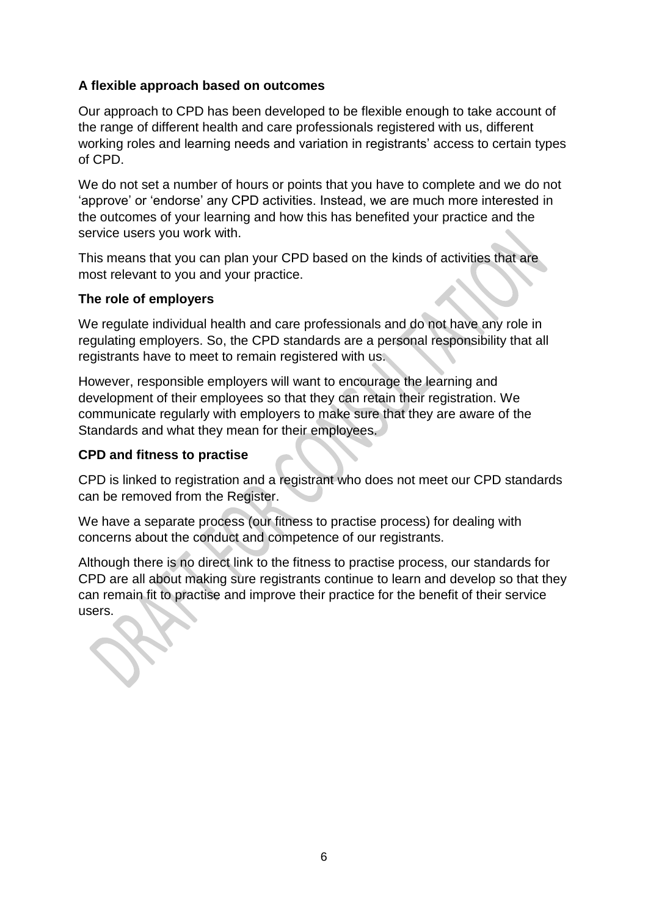**A flexible approach based on outcomes**

Our approach to CPD has been developed to be flexible enough to take account of the range of different health and care professionals registered with us, different working roles and learning needs and variation in registrants' access to certain types of CPD.

We do not set a number of hours or points that you have to complete and we do not 'approve' or 'endorse' any CPD activities. Instead, we are much more interested in the outcomes of your learning and how this has benefited your practice and the service users you work with.

This means that you can plan your CPD based on the kinds of activities that are most relevant to you and your practice.

**The role of employers**

We regulate individual health and care professionals and do not have any role in regulating employers. So, the CPD standards are a personal responsibility that all registrants have to meet to remain registered with us.

However, responsible employers will want to encourage the learning and development of their employees so that they can retain their registration. We communicate regularly with employers to make sure that they are aware of the Standards and what they mean for their employees.

**CPD and fitness to practise**

CPD is linked to registration and a registrant who does not meet our CPD standards can be removed from the Register.

We have a separate process (our fitness to practise process) for dealing with concerns about the conduct and competence of our registrants.

Although there is no direct link to the fitness to practise process, our standards for CPD are all about making sure registrants continue to learn and develop so that they can remain fit to practise and improve their practice for the benefit of their service users.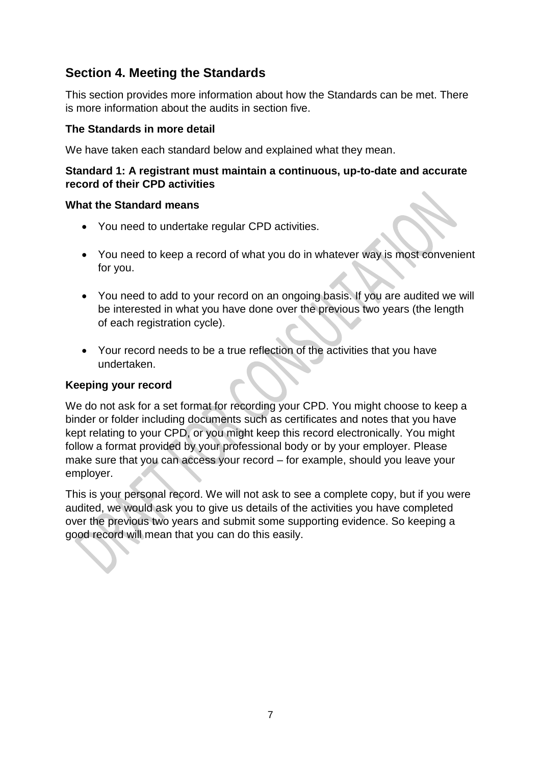## Section 4. Meeting the Standards

This section provides more information about how the Standards can be met. There is more information about the audits in section five.

**The Standards in more detail**

We have taken each standard below and explained what they mean.

**Standard 1: A registrant must maintain a continuous, up-to-date and accurate record of their CPD activities**

**What the Standard means**

- You need to undertake regular CPD activities.
- You need to keep a record of what you do in whatever way is most convenient for you.
- You need to add to your record on an ongoing basis. If you are audited we will be interested in what you have done over the previous two years (the length of each registration cycle).
- Your record needs to be a true reflection of the activities that you have undertaken.

**Keeping your record**

We do not ask for a set format for recording your CPD. You might choose to keep a binder or folder including documents such as certificates and notes that you have kept relating to your CPD, or you might keep this record electronically. You might follow a format provided by your professional body or by your employer. Please make sure that you can access your record – for example, should you leave your employer.

This is your personal record. We will not ask to see a complete copy, but if you were audited, we would ask you to give us details of the activities you have completed over the previous two years and submit some supporting evidence. So keeping a good record will mean that you can do this easily.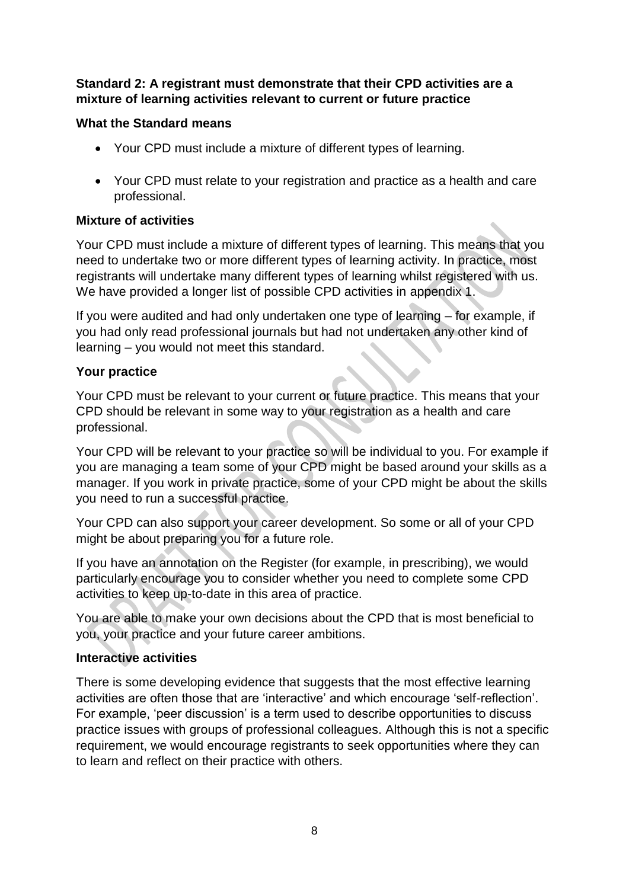**Standard 2: A registrant must demonstrate that their CPD activities are a mixture of learning activities relevant to current or future practice**

**What the Standard means**

- Your CPD must include a mixture of different types of learning.
- Your CPD must relate to your registration and practice as a health and care professional.

**Mixture of activities**

Your CPD must include a mixture of different types of learning. This means that you need to undertake two or more different types of learning activity. In practice, most registrants will undertake many different types of learning whilst registered with us. We have provided a longer list of possible CPD activities in appendix 1.

If you were audited and had only undertaken one type of learning – for example, if you had only read professional journals but had not undertaken any other kind of learning – you would not meet this standard.

**Your practice**

Your CPD must be relevant to your current or future practice. This means that your CPD should be relevant in some way to your registration as a health and care professional.

Your CPD will be relevant to your practice so will be individual to you. For example if you are managing a team some of your CPD might be based around your skills as a manager. If you work in private practice, some of your CPD might be about the skills you need to run a successful practice.

Your CPD can also support your career development. So some or all of your CPD might be about preparing you for a future role.

If you have an annotation on the Register (for example, in prescribing), we would particularly encourage you to consider whether you need to complete some CPD activities to keep up-to-date in this area of practice.

You are able to make your own decisions about the CPD that is most beneficial to you, your practice and your future career ambitions.

**Interactive activities**

There is some developing evidence that suggests that the most effective learning activities are often those that are 'interactive' and which encourage 'self-reflection'. For example, 'peer discussion' is a term used to describe opportunities to discuss practice issues with groups of professional colleagues. Although this is not a specific requirement, we would encourage registrants to seek opportunities where they can to learn and reflect on their practice with others.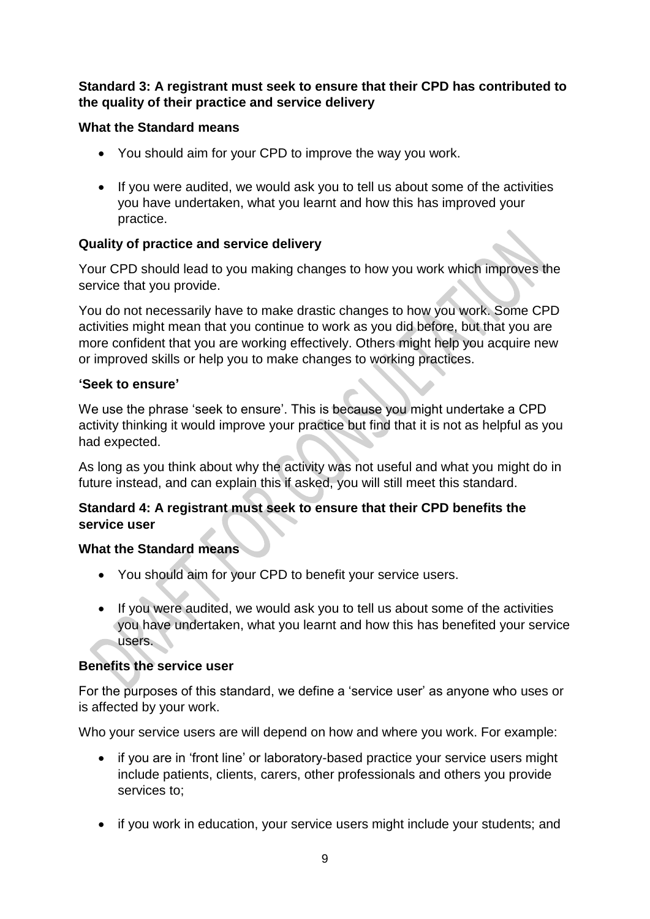**Standard 3: A registrant must seek to ensure that their CPD has contributed to the quality of their practice and service delivery**

**What the Standard means**

- You should aim for your CPD to improve the way you work.

- If you were audited, we would ask you to tell us about some of the activities you have undertaken, what you learnt and how this has improved your practice.

**Quality of practice and service delivery**

Your CPD should lead to you making changes to how you work which improves the service that you provide.

You do not necessarily have to make drastic changes to how you work. Some CPD activities might mean that you continue to work as you did before, but that you are more confident that you are working effectively. Others might help you acquire new or improved skills or help you to make changes to working practices.

**'Seek to ensure'**

We use the phrase 'seek to ensure'. This is because you might undertake a CPD activity thinking it would improve your practice but find that it is not as helpful as you had expected.

As long as you think about why the activity was not useful and what you might do in future instead, and can explain this if asked, you will still meet this standard.

**Standard 4: A registrant must seek to ensure that their CPD benefits the service user**

**What the Standard means**

- You should aim for your CPD to benefit your service users.

- If you were audited, we would ask you to tell us about some of the activities you have undertaken, what you learnt and how this has benefited your service users.

**Benefits the service user**

For the purposes of this standard, we define a 'service user' as anyone who uses or is affected by your work.

Who your service users are will depend on how and where you work. For example:

- if you are in 'front line' or laboratory-based practice your service users might include patients, clients, carers, other professionals and others you provide services to;

- if you work in education, your service users might include your students; and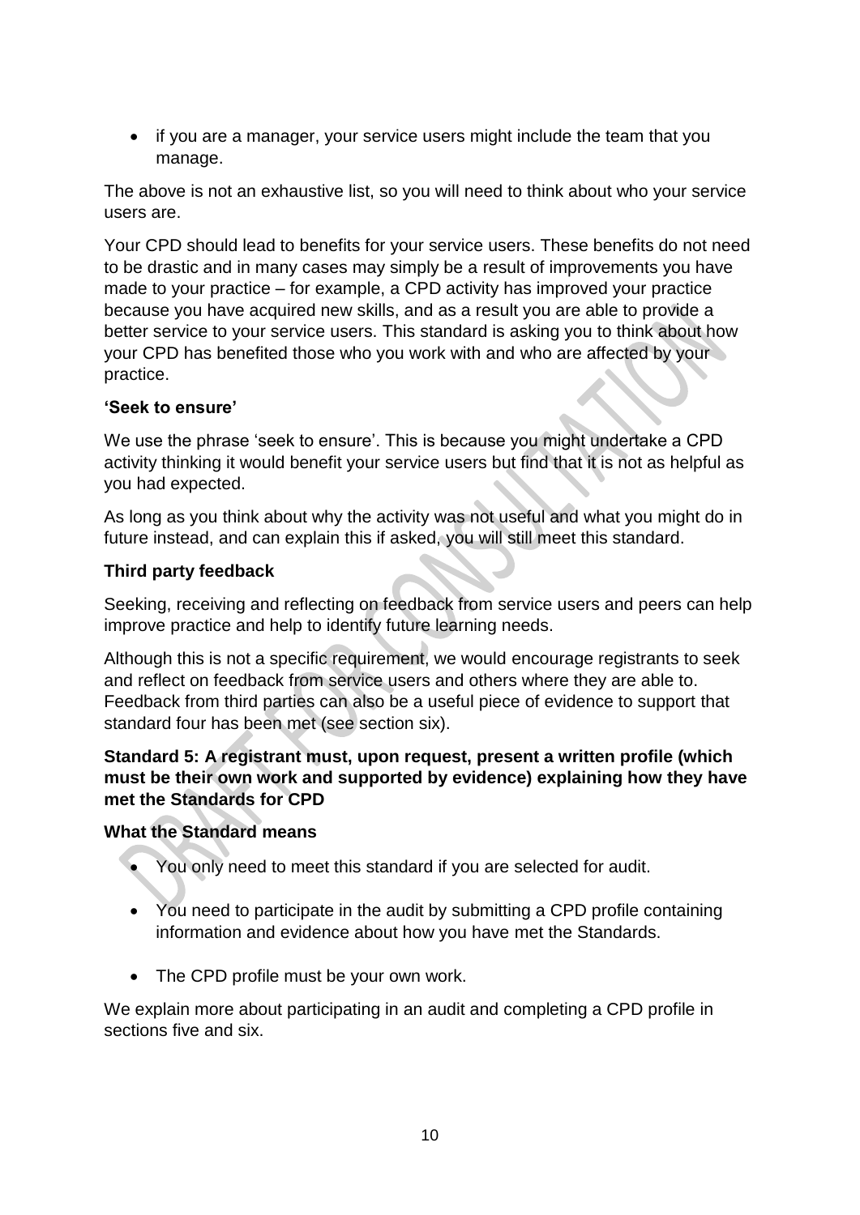- if you are a manager, your service users might include the team that you manage.

The above is not an exhaustive list, so you will need to think about who your service users are.

Your CPD should lead to benefits for your service users. These benefits do not need to be drastic and in many cases may simply be a result of improvements you have made to your practice – for example, a CPD activity has improved your practice because you have acquired new skills, and as a result you are able to provide a better service to your service users. This standard is asking you to think about how your CPD has benefited those who you work with and who are affected by your practice.

**'Seek to ensure'**

We use the phrase 'seek to ensure'. This is because you might undertake a CPD activity thinking it would benefit your service users but find that it is not as helpful as you had expected.

As long as you think about why the activity was not useful and what you might do in future instead, and can explain this if asked, you will still meet this standard.

**Third party feedback**

Seeking, receiving and reflecting on feedback from service users and peers can help improve practice and help to identify future learning needs.

Although this is not a specific requirement, we would encourage registrants to seek and reflect on feedback from service users and others where they are able to. Feedback from third parties can also be a useful piece of evidence to support that standard four has been met (see section six).

**Standard 5: A registrant must, upon request, present a written profile (which must be their own work and supported by evidence) explaining how they have met the Standards for CPD**

**What the Standard means**

- You only need to meet this standard if you are selected for audit.
- You need to participate in the audit by submitting a CPD profile containing information and evidence about how you have met the Standards.
- The CPD profile must be your own work.

We explain more about participating in an audit and completing a CPD profile in sections five and six.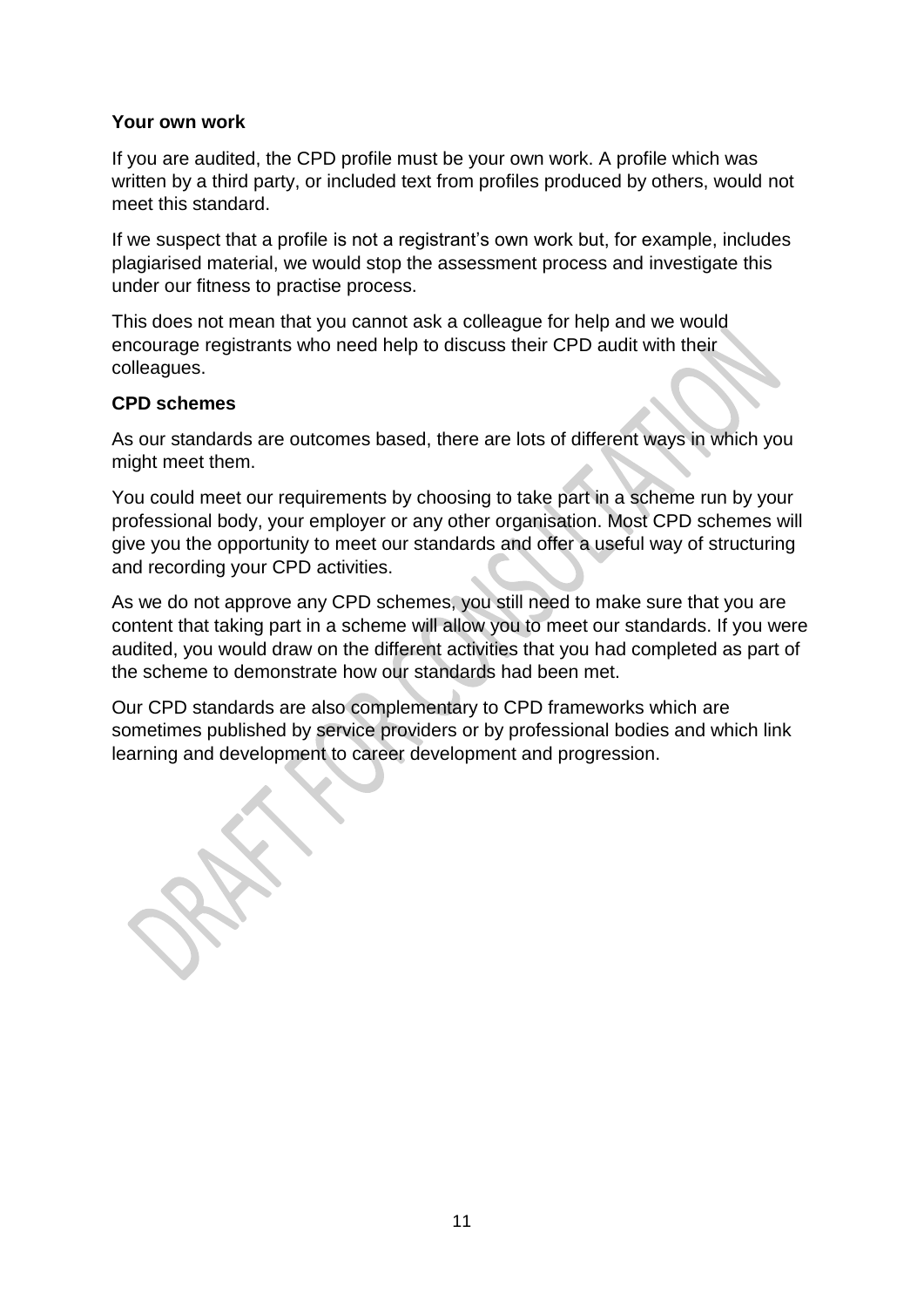**Your own work**

If you are audited, the CPD profile must be your own work. A profile which was written by a third party, or included text from profiles produced by others, would not meet this standard.

If we suspect that a profile is not a registrant's own work but, for example, includes plagiarised material, we would stop the assessment process and investigate this under our fitness to practise process.

This does not mean that you cannot ask a colleague for help and we would encourage registrants who need help to discuss their CPD audit with their colleagues.

**CPD schemes**

As our standards are outcomes based, there are lots of different ways in which you might meet them.

You could meet our requirements by choosing to take part in a scheme run by your professional body, your employer or any other organisation. Most CPD schemes will give you the opportunity to meet our standards and offer a useful way of structuring and recording your CPD activities.

As we do not approve any CPD schemes, you still need to make sure that you are content that taking part in a scheme will allow you to meet our standards. If you were audited, you would draw on the different activities that you had completed as part of the scheme to demonstrate how our standards had been met.

Our CPD standards are also complementary to CPD frameworks which are sometimes published by service providers or by professional bodies and which link learning and development to career development and progression.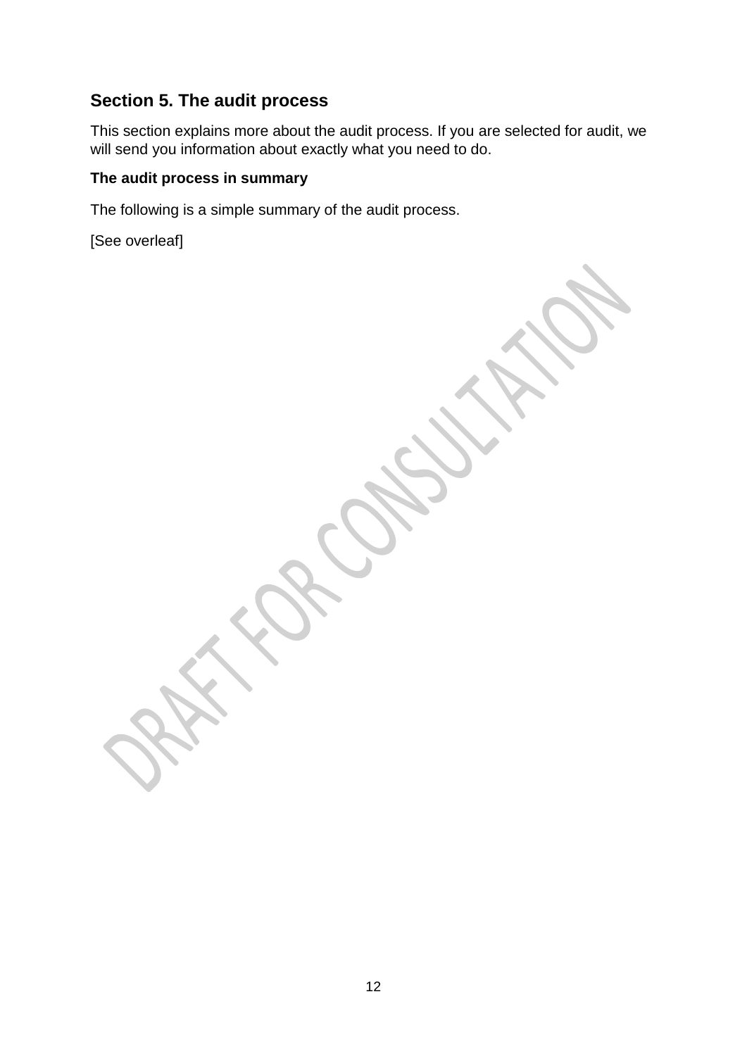## Section 5. The audit process

This section explains more about the audit process. If you are selected for audit, we will send you information about exactly what you need to do.

**The audit process in summary**

The following is a simple summary of the audit process.

[See overleaf]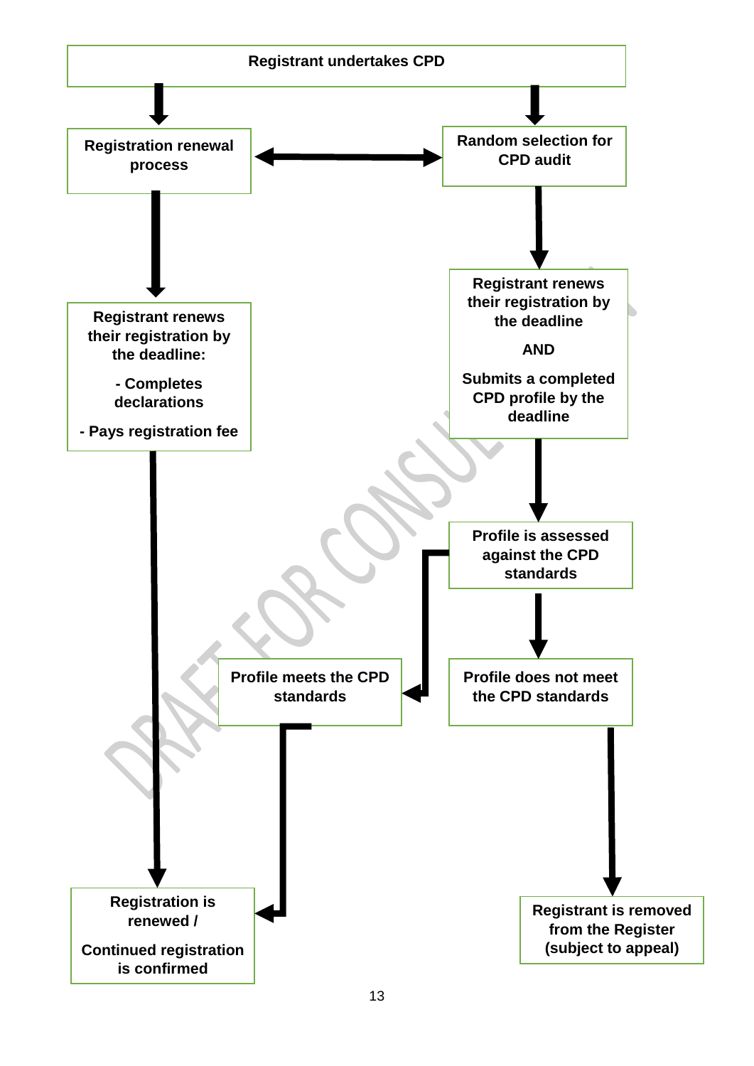Registrant undertakes CPD

Registration renewal process

Random selection for CPD audit

Registrant renews their registration by the deadline:

- Completes declarations

- Pays registration fee

Registrant renews their registration by the deadline

AND

Submits a completed CPD profile by the deadline

Profile is assessed against the CPD standards

Profile meets the CPD standards

Profile does not meet the CPD standards

Registration is renewed /

Continued registration is confirmed

Registrant is removed from the Register (subject to appeal)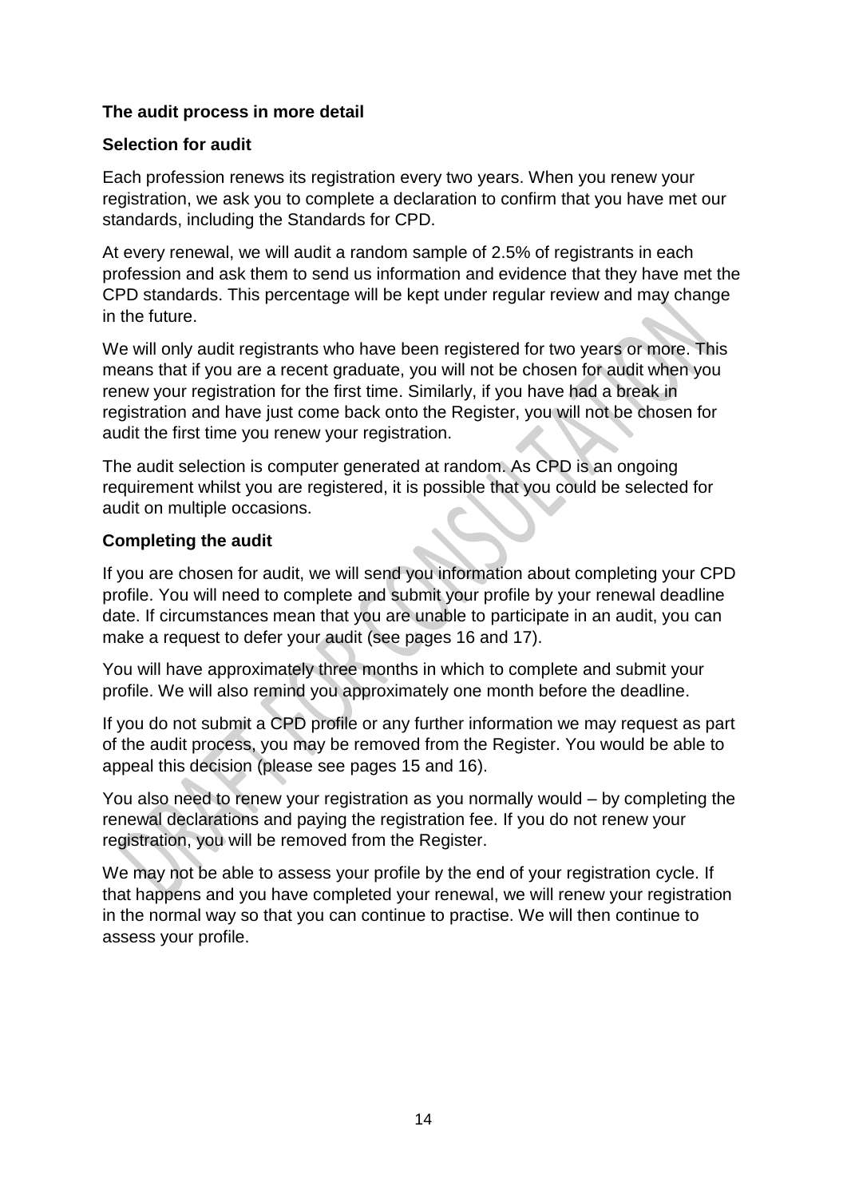**The audit process in more detail**

**Selection for audit**

Each profession renews its registration every two years. When you renew your registration, we ask you to complete a declaration to confirm that you have met our standards, including the Standards for CPD.

At every renewal, we will audit a random sample of 2.5% of registrants in each profession and ask them to send us information and evidence that they have met the CPD standards. This percentage will be kept under regular review and may change in the future.

We will only audit registrants who have been registered for two years or more. This means that if you are a recent graduate, you will not be chosen for audit when you renew your registration for the first time. Similarly, if you have had a break in registration and have just come back onto the Register, you will not be chosen for audit the first time you renew your registration.

The audit selection is computer generated at random. As CPD is an ongoing requirement whilst you are registered, it is possible that you could be selected for audit on multiple occasions.

**Completing the audit**

If you are chosen for audit, we will send you information about completing your CPD profile. You will need to complete and submit your profile by your renewal deadline date. If circumstances mean that you are unable to participate in an audit, you can make a request to defer your audit (see pages 16 and 17).

You will have approximately three months in which to complete and submit your profile. We will also remind you approximately one month before the deadline.

If you do not submit a CPD profile or any further information we may request as part of the audit process, you may be removed from the Register. You would be able to appeal this decision (please see pages 15 and 16).

You also need to renew your registration as you normally would – by completing the renewal declarations and paying the registration fee. If you do not renew your registration, you will be removed from the Register.

We may not be able to assess your profile by the end of your registration cycle. If that happens and you have completed your renewal, we will renew your registration in the normal way so that you can continue to practise. We will then continue to assess your profile.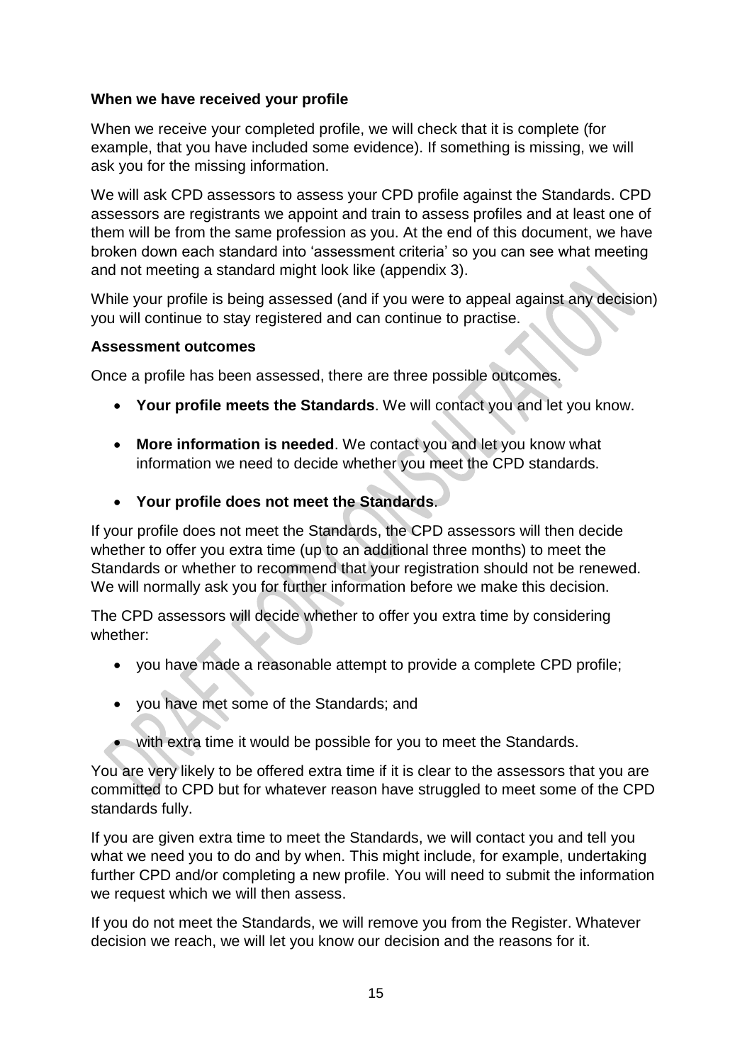**When we have received your profile**

When we receive your completed profile, we will check that it is complete (for example, that you have included some evidence). If something is missing, we will ask you for the missing information.

We will ask CPD assessors to assess your CPD profile against the Standards. CPD assessors are registrants we appoint and train to assess profiles and at least one of them will be from the same profession as you. At the end of this document, we have broken down each standard into 'assessment criteria' so you can see what meeting and not meeting a standard might look like (appendix 3).

While your profile is being assessed (and if you were to appeal against any decision) you will continue to stay registered and can continue to practise.

**Assessment outcomes**

Once a profile has been assessed, there are three possible outcomes.

- **Your profile meets the Standards**. We will contact you and let you know.
- **More information is needed**. We contact you and let you know what information we need to decide whether you meet the CPD standards.
- **Your profile does not meet the Standards**.

If your profile does not meet the Standards, the CPD assessors will then decide whether to offer you extra time (up to an additional three months) to meet the Standards or whether to recommend that your registration should not be renewed. We will normally ask you for further information before we make this decision.

The CPD assessors will decide whether to offer you extra time by considering whether:

- you have made a reasonable attempt to provide a complete CPD profile;
- you have met some of the Standards; and
- with extra time it would be possible for you to meet the Standards.

You are very likely to be offered extra time if it is clear to the assessors that you are committed to CPD but for whatever reason have struggled to meet some of the CPD standards fully.

If you are given extra time to meet the Standards, we will contact you and tell you what we need you to do and by when. This might include, for example, undertaking further CPD and/or completing a new profile. You will need to submit the information we request which we will then assess.

If you do not meet the Standards, we will remove you from the Register. Whatever decision we reach, we will let you know our decision and the reasons for it.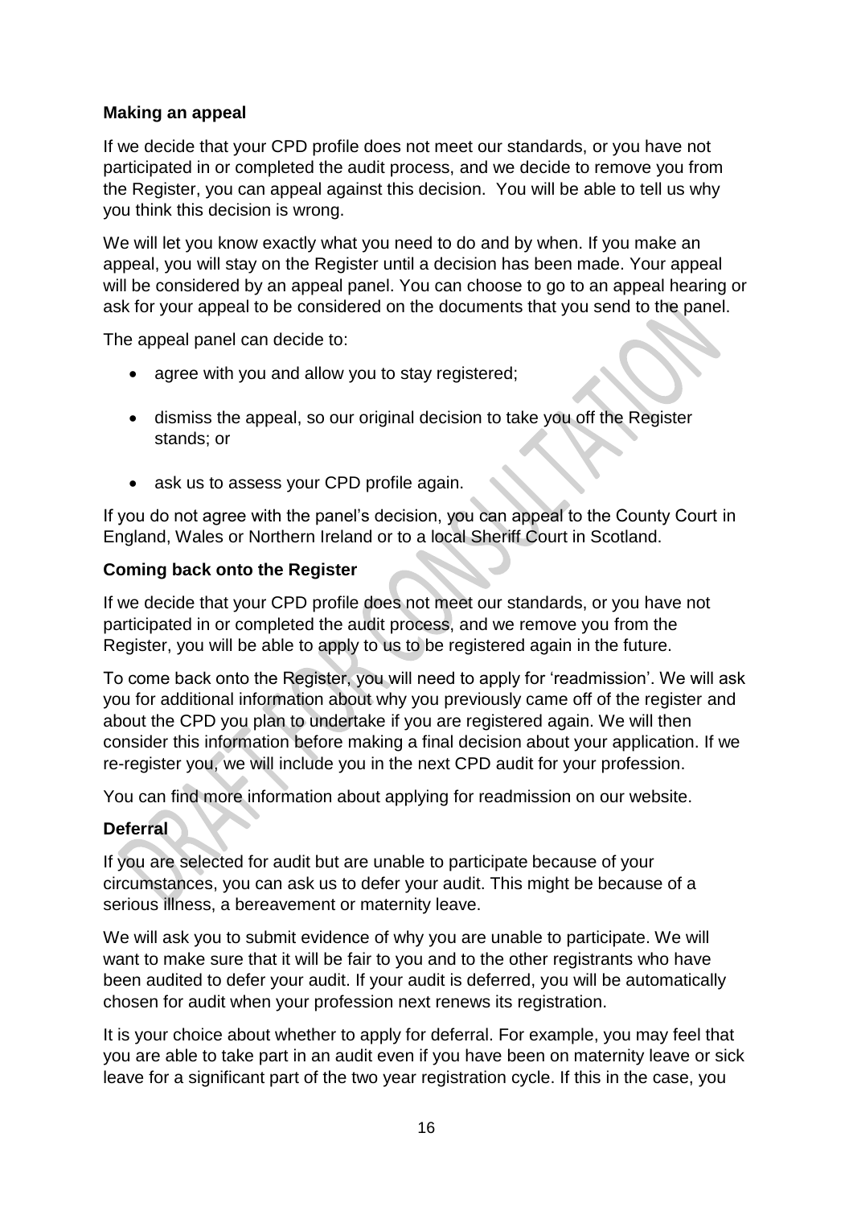**Making an appeal**

If we decide that your CPD profile does not meet our standards, or you have not participated in or completed the audit process, and we decide to remove you from the Register, you can appeal against this decision. You will be able to tell us why you think this decision is wrong.

We will let you know exactly what you need to do and by when. If you make an appeal, you will stay on the Register until a decision has been made. Your appeal will be considered by an appeal panel. You can choose to go to an appeal hearing or ask for your appeal to be considered on the documents that you send to the panel.

The appeal panel can decide to:

- agree with you and allow you to stay registered;
- dismiss the appeal, so our original decision to take you off the Register stands; or
- ask us to assess your CPD profile again.

If you do not agree with the panel's decision, you can appeal to the County Court in England, Wales or Northern Ireland or to a local Sheriff Court in Scotland.

**Coming back onto the Register**

If we decide that your CPD profile does not meet our standards, or you have not participated in or completed the audit process, and we remove you from the Register, you will be able to apply to us to be registered again in the future.

To come back onto the Register, you will need to apply for 'readmission'. We will ask you for additional information about why you previously came off of the register and about the CPD you plan to undertake if you are registered again. We will then consider this information before making a final decision about your application. If we re-register you, we will include you in the next CPD audit for your profession.

You can find more information about applying for readmission on our website.

**Deferral**

If you are selected for audit but are unable to participate because of your circumstances, you can ask us to defer your audit. This might be because of a serious illness, a bereavement or maternity leave.

We will ask you to submit evidence of why you are unable to participate. We will want to make sure that it will be fair to you and to the other registrants who have been audited to defer your audit. If your audit is deferred, you will be automatically chosen for audit when your profession next renews its registration.

It is your choice about whether to apply for deferral. For example, you may feel that you are able to take part in an audit even if you have been on maternity leave or sick leave for a significant part of the two year registration cycle. If this in the case, you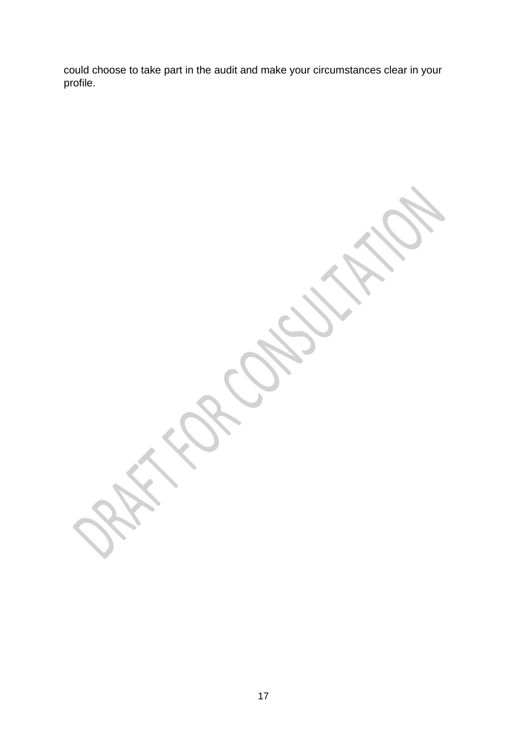could choose to take part in the audit and make your circumstances clear in your profile.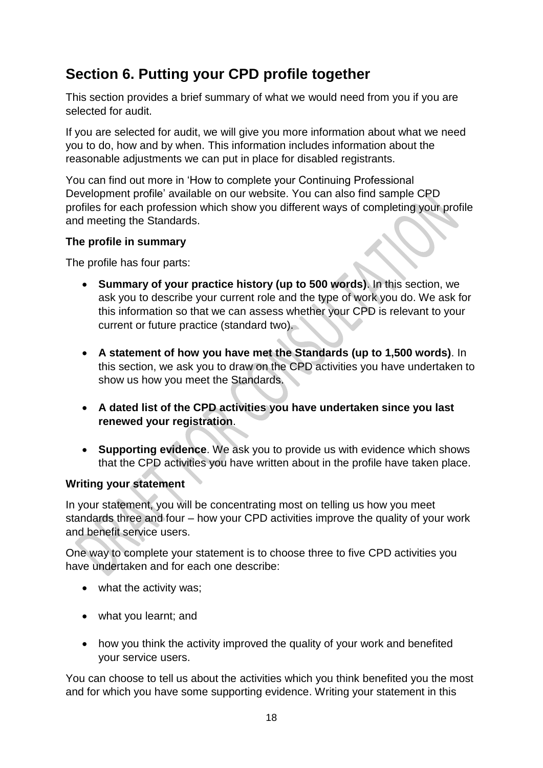## Section 6. Putting your CPD profile together

This section provides a brief summary of what we would need from you if you are selected for audit.

If you are selected for audit, we will give you more information about what we need you to do, how and by when. This information includes information about the reasonable adjustments we can put in place for disabled registrants.

You can find out more in 'How to complete your Continuing Professional Development profile' available on our website. You can also find sample CPD profiles for each profession which show you different ways of completing your profile and meeting the Standards.

**The profile in summary**

The profile has four parts:

- **Summary of your practice history (up to 500 words)**. In this section, we ask you to describe your current role and the type of work you do. We ask for this information so that we can assess whether your CPD is relevant to your current or future practice (standard two).

- **A statement of how you have met the Standards (up to 1,500 words)**. In this section, we ask you to draw on the CPD activities you have undertaken to show us how you meet the Standards.

- **A dated list of the CPD activities you have undertaken since you last renewed your registration**.

- **Supporting evidence**. We ask you to provide us with evidence which shows that the CPD activities you have written about in the profile have taken place.

**Writing your statement**

In your statement, you will be concentrating most on telling us how you meet standards three and four – how your CPD activities improve the quality of your work and benefit service users.

One way to complete your statement is to choose three to five CPD activities you have undertaken and for each one describe:

- what the activity was;

- what you learnt; and

- how you think the activity improved the quality of your work and benefited your service users.

You can choose to tell us about the activities which you think benefited you the most and for which you have some supporting evidence. Writing your statement in this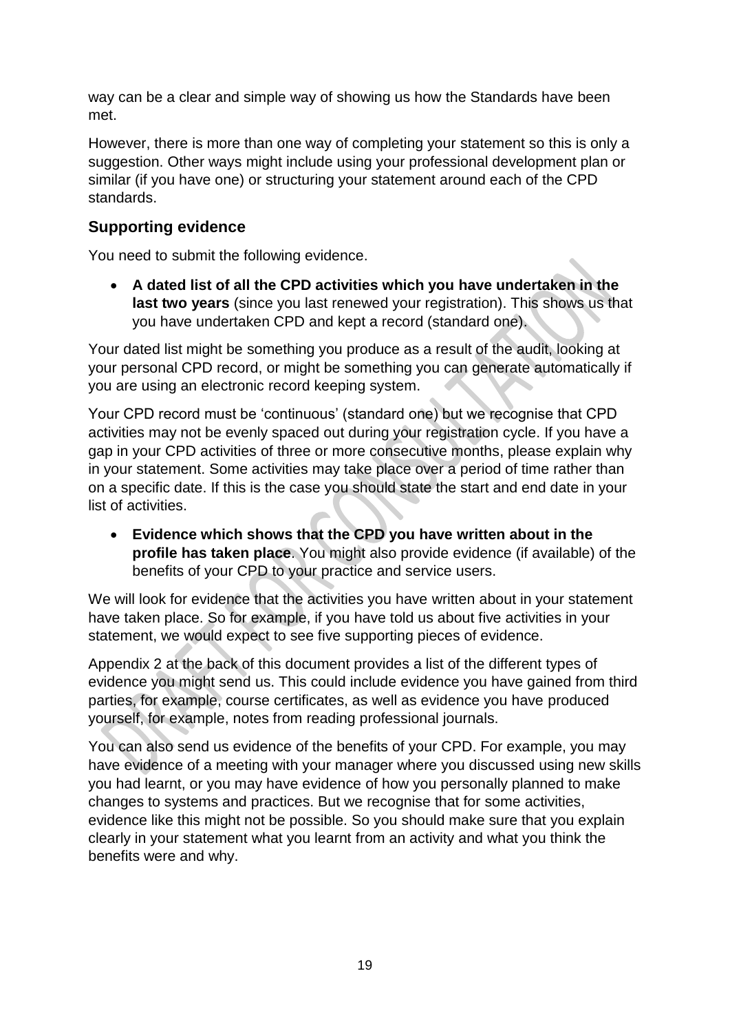way can be a clear and simple way of showing us how the Standards have been met.

However, there is more than one way of completing your statement so this is only a suggestion. Other ways might include using your professional development plan or similar (if you have one) or structuring your statement around each of the CPD standards.

### Supporting evidence

You need to submit the following evidence.

- **A dated list of all the CPD activities which you have undertaken in the last two years** (since you last renewed your registration). This shows us that you have undertaken CPD and kept a record (standard one).

Your dated list might be something you produce as a result of the audit, looking at your personal CPD record, or might be something you can generate automatically if you are using an electronic record keeping system.

Your CPD record must be 'continuous' (standard one) but we recognise that CPD activities may not be evenly spaced out during your registration cycle. If you have a gap in your CPD activities of three or more consecutive months, please explain why in your statement. Some activities may take place over a period of time rather than on a specific date. If this is the case you should state the start and end date in your list of activities.

- **Evidence which shows that the CPD you have written about in the profile has taken place**. You might also provide evidence (if available) of the benefits of your CPD to your practice and service users.

We will look for evidence that the activities you have written about in your statement have taken place. So for example, if you have told us about five activities in your statement, we would expect to see five supporting pieces of evidence.

Appendix 2 at the back of this document provides a list of the different types of evidence you might send us. This could include evidence you have gained from third parties, for example, course certificates, as well as evidence you have produced yourself, for example, notes from reading professional journals.

You can also send us evidence of the benefits of your CPD. For example, you may have evidence of a meeting with your manager where you discussed using new skills you had learnt, or you may have evidence of how you personally planned to make changes to systems and practices. But we recognise that for some activities, evidence like this might not be possible. So you should make sure that you explain clearly in your statement what you learnt from an activity and what you think the benefits were and why.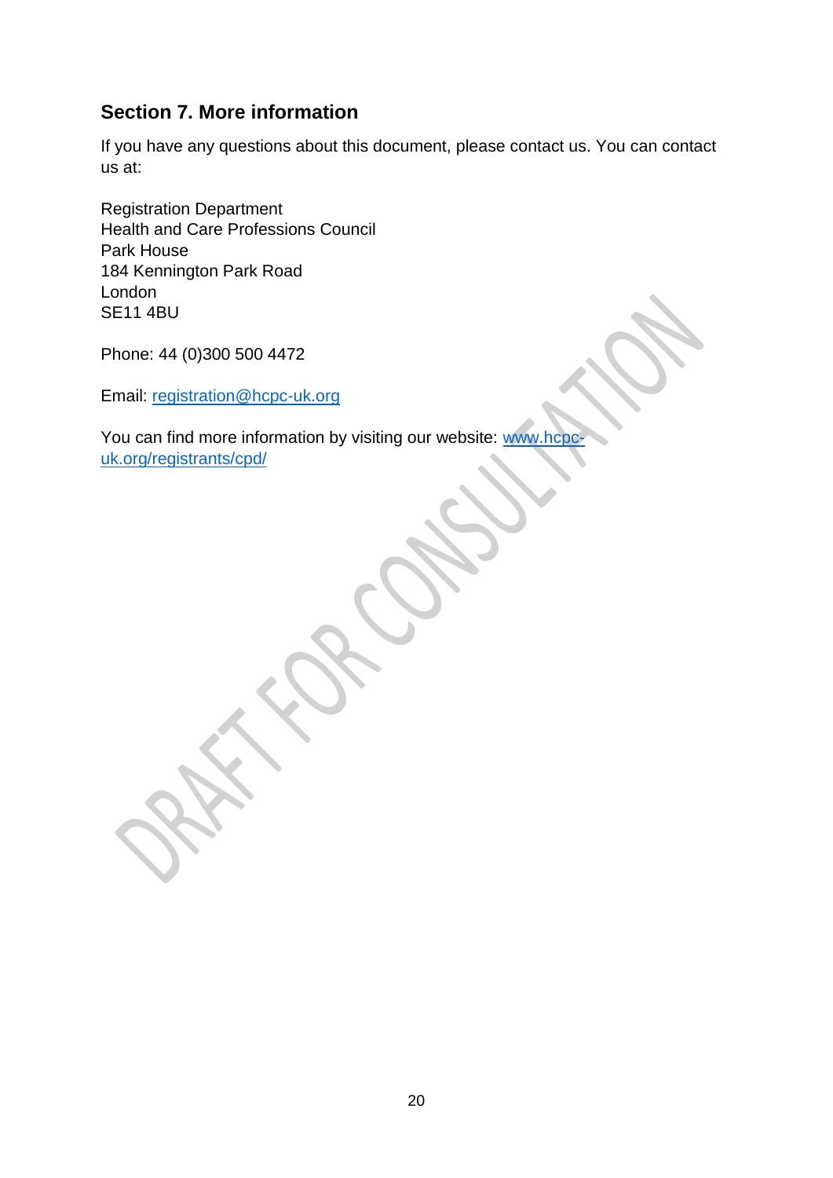## Section 7. More information

If you have any questions about this document, please contact us. You can contact us at:

Registration Department
Health and Care Professions Council
Park House
184 Kennington Park Road
London
SE11 4BU

Phone: 44 (0)300 500 4472

Email: registration@hcpc-uk.org

You can find more information by visiting our website: www.hcpc-uk.org/registrants/cpd/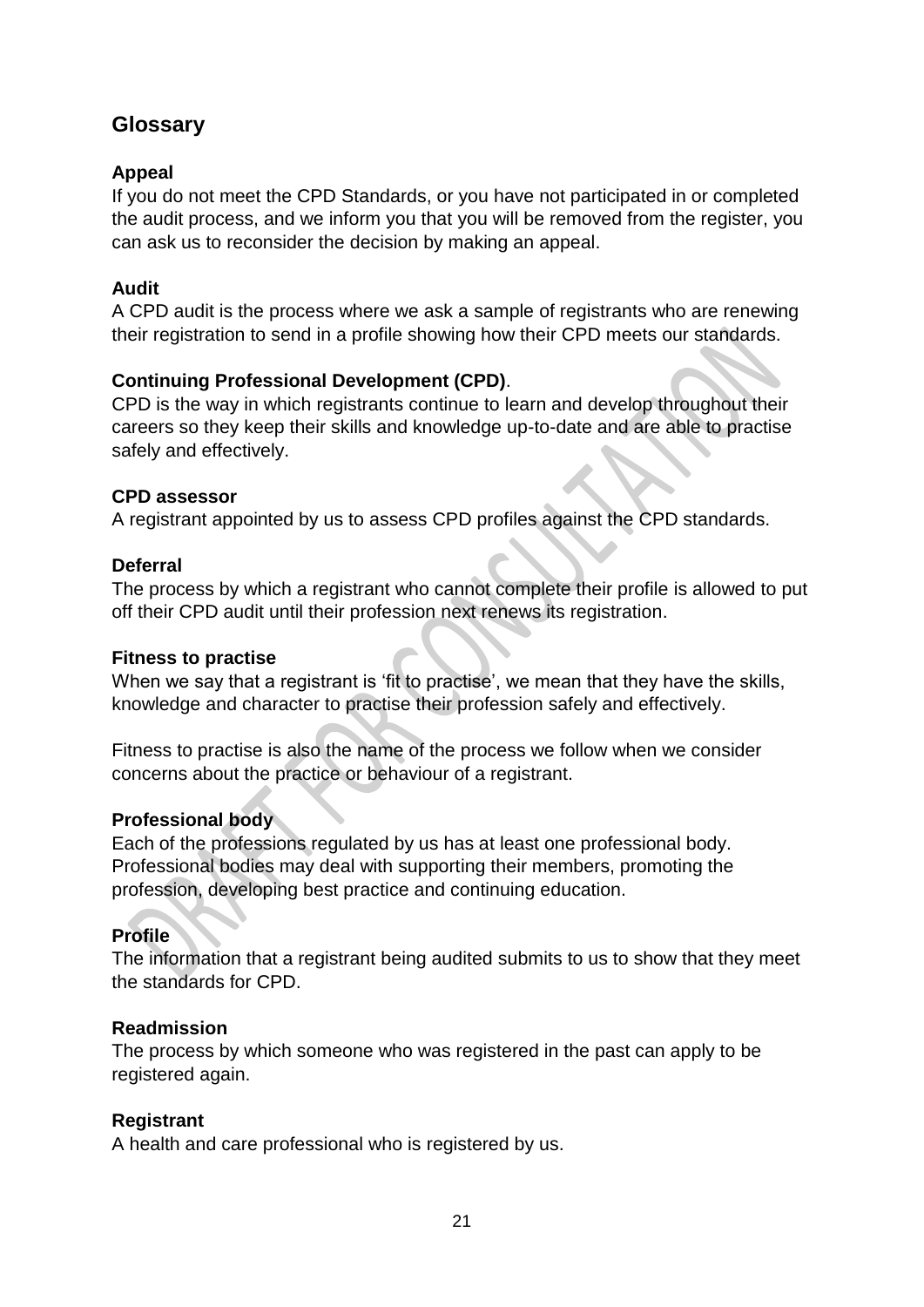## Glossary

**Appeal**
If you do not meet the CPD Standards, or you have not participated in or completed the audit process, and we inform you that you will be removed from the register, you can ask us to reconsider the decision by making an appeal.

**Audit**
A CPD audit is the process where we ask a sample of registrants who are renewing their registration to send in a profile showing how their CPD meets our standards.

**Continuing Professional Development (CPD)**.
CPD is the way in which registrants continue to learn and develop throughout their careers so they keep their skills and knowledge up-to-date and are able to practise safely and effectively.

**CPD assessor**
A registrant appointed by us to assess CPD profiles against the CPD standards.

**Deferral**
The process by which a registrant who cannot complete their profile is allowed to put off their CPD audit until their profession next renews its registration.

**Fitness to practise**
When we say that a registrant is 'fit to practise', we mean that they have the skills, knowledge and character to practise their profession safely and effectively.

Fitness to practise is also the name of the process we follow when we consider concerns about the practice or behaviour of a registrant.

**Professional body**
Each of the professions regulated by us has at least one professional body. Professional bodies may deal with supporting their members, promoting the profession, developing best practice and continuing education.

**Profile**
The information that a registrant being audited submits to us to show that they meet the standards for CPD.

**Readmission**
The process by which someone who was registered in the past can apply to be registered again.

**Registrant**
A health and care professional who is registered by us.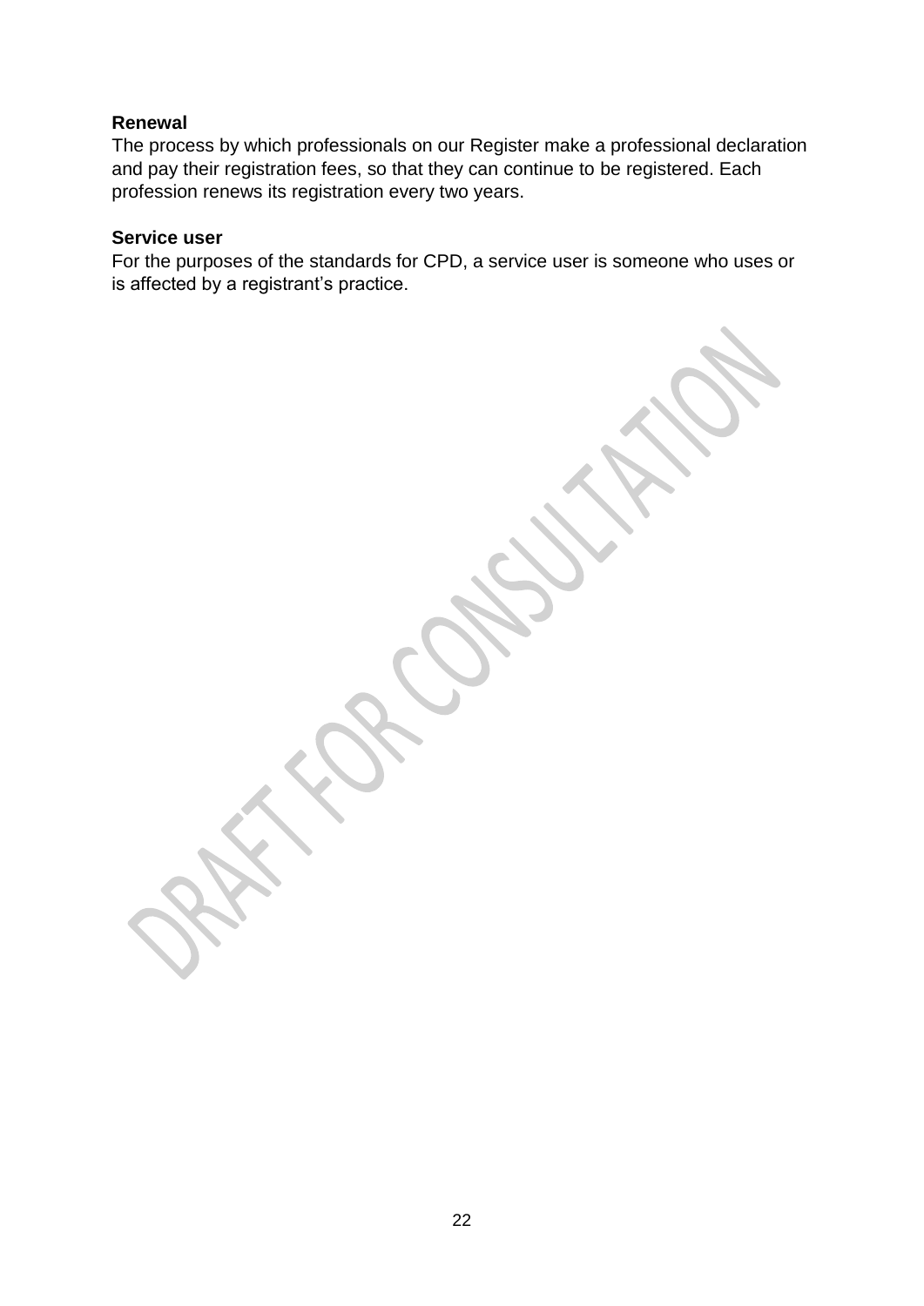**Renewal**

The process by which professionals on our Register make a professional declaration and pay their registration fees, so that they can continue to be registered. Each profession renews its registration every two years.

**Service user**

For the purposes of the standards for CPD, a service user is someone who uses or is affected by a registrant's practice.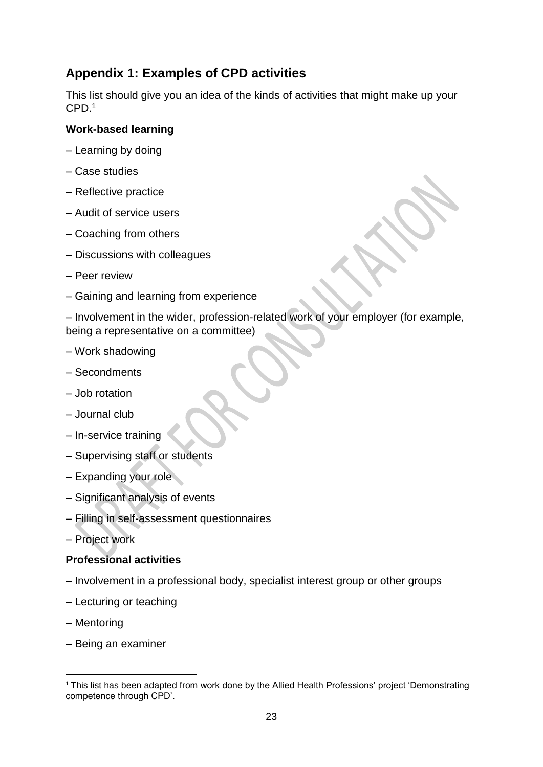## Appendix 1: Examples of CPD activities

This list should give you an idea of the kinds of activities that might make up your CPD.[1]

**Work-based learning**

– Learning by doing

– Case studies

– Reflective practice

– Audit of service users

– Coaching from others

– Discussions with colleagues

– Peer review

– Gaining and learning from experience

– Involvement in the wider, profession-related work of your employer (for example, being a representative on a committee)

– Work shadowing

– Secondments

– Job rotation

– Journal club

– In-service training

– Supervising staff or students

– Expanding your role

– Significant analysis of events

– Filling in self-assessment questionnaires

– Project work

**Professional activities**

– Involvement in a professional body, specialist interest group or other groups

– Lecturing or teaching

– Mentoring

– Being an examiner

[1] This list has been adapted from work done by the Allied Health Professions' project 'Demonstrating competence through CPD'.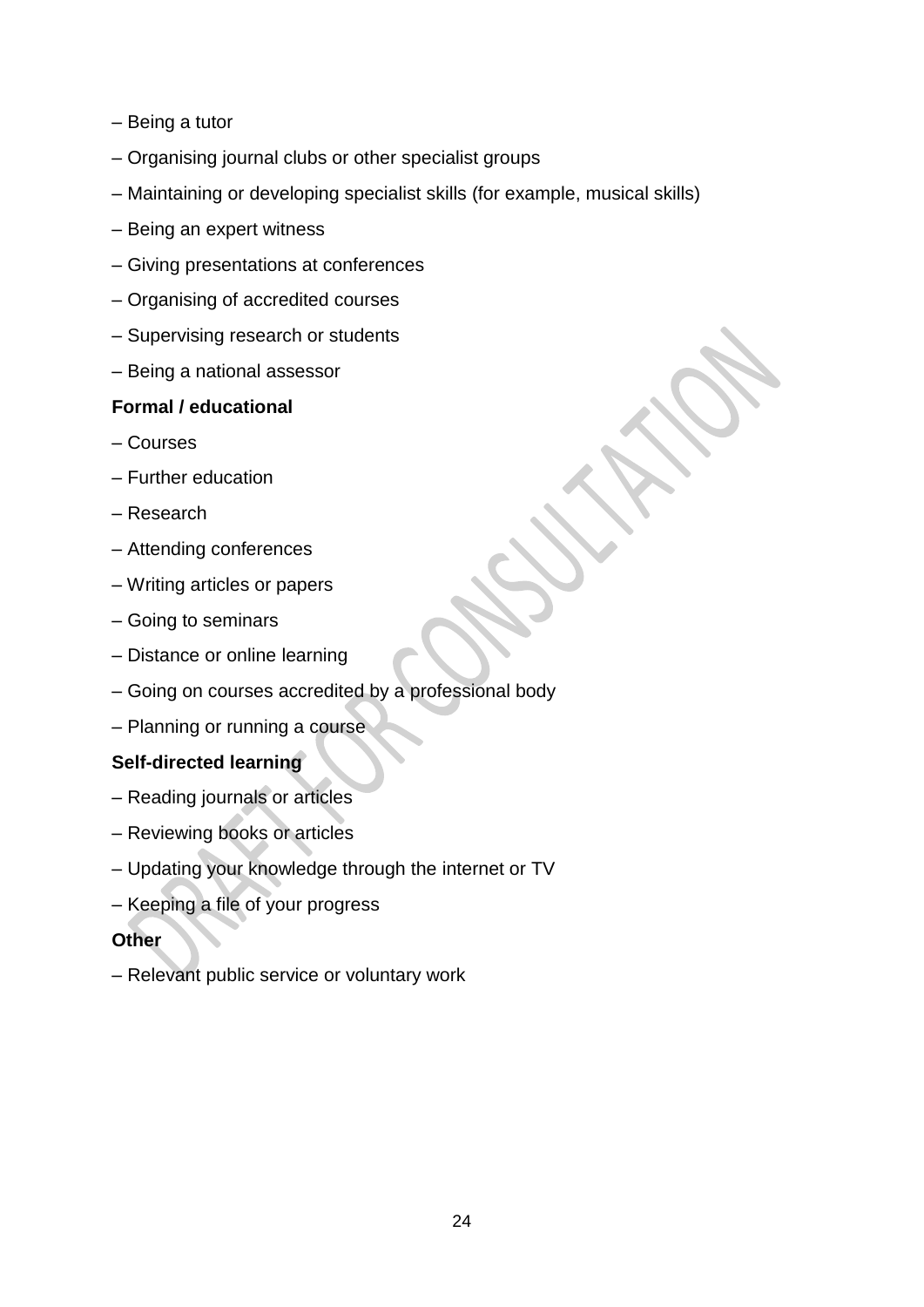– Being a tutor

– Organising journal clubs or other specialist groups

– Maintaining or developing specialist skills (for example, musical skills)

– Being an expert witness

– Giving presentations at conferences

– Organising of accredited courses

– Supervising research or students

– Being a national assessor

**Formal / educational**

– Courses

– Further education

– Research

– Attending conferences

– Writing articles or papers

– Going to seminars

– Distance or online learning

– Going on courses accredited by a professional body

– Planning or running a course

**Self-directed learning**

– Reading journals or articles

– Reviewing books or articles

– Updating your knowledge through the internet or TV

– Keeping a file of your progress

**Other**

– Relevant public service or voluntary work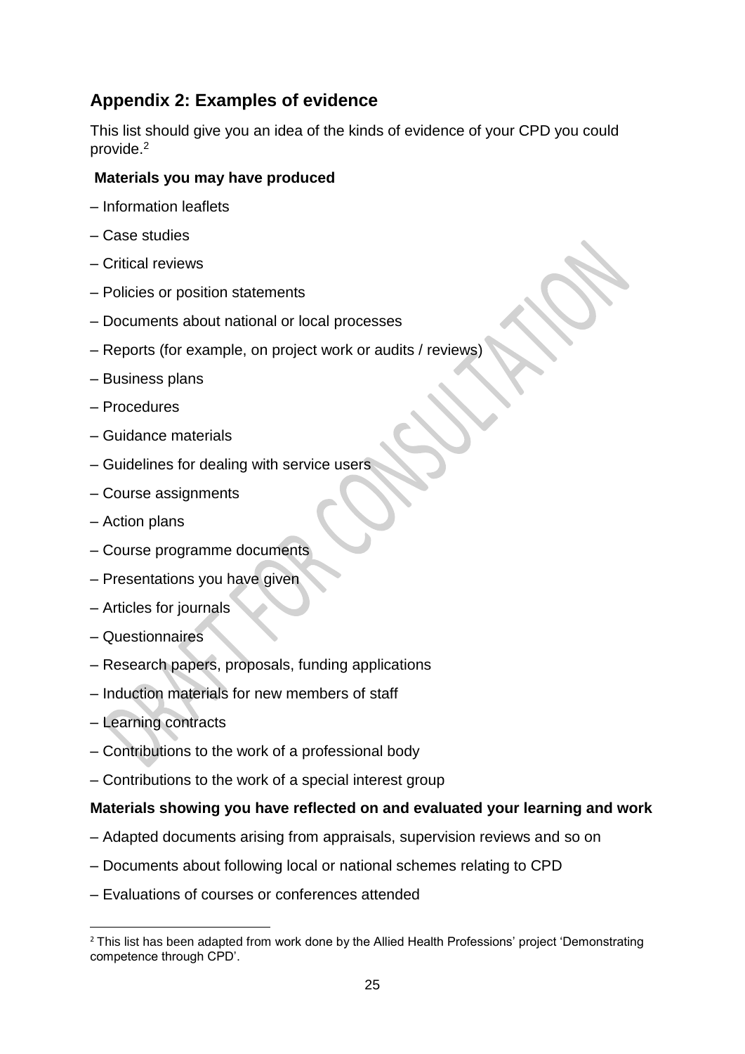## Appendix 2: Examples of evidence

This list should give you an idea of the kinds of evidence of your CPD you could provide.[2]

**Materials you may have produced**

– Information leaflets

– Case studies

– Critical reviews

– Policies or position statements

– Documents about national or local processes

– Reports (for example, on project work or audits / reviews)

– Business plans

– Procedures

– Guidance materials

– Guidelines for dealing with service users

– Course assignments

– Action plans

– Course programme documents

– Presentations you have given

– Articles for journals

– Questionnaires

– Research papers, proposals, funding applications

– Induction materials for new members of staff

– Learning contracts

– Contributions to the work of a professional body

– Contributions to the work of a special interest group

**Materials showing you have reflected on and evaluated your learning and work**

– Adapted documents arising from appraisals, supervision reviews and so on

– Documents about following local or national schemes relating to CPD

– Evaluations of courses or conferences attended

[2] This list has been adapted from work done by the Allied Health Professions' project 'Demonstrating competence through CPD'.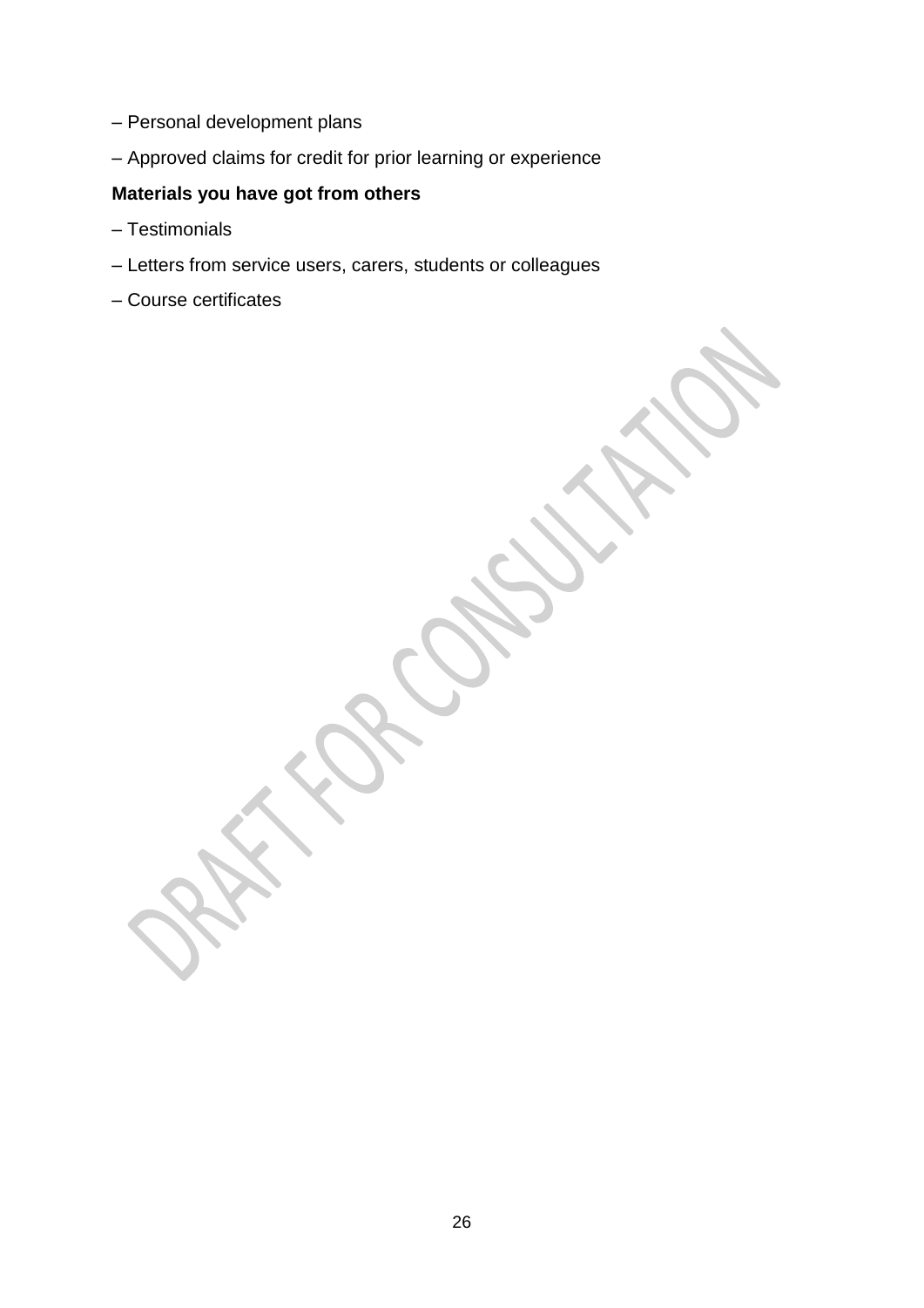– Personal development plans

– Approved claims for credit for prior learning or experience

**Materials you have got from others**

– Testimonials

– Letters from service users, carers, students or colleagues

– Course certificates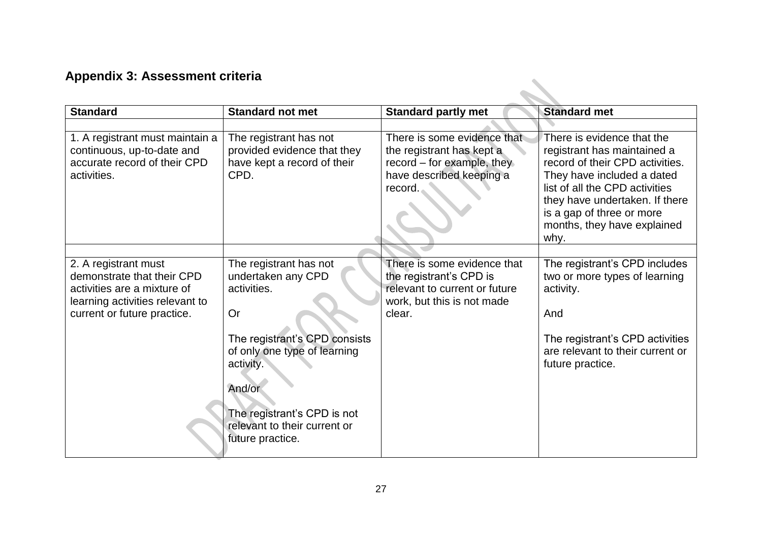## Appendix 3: Assessment criteria

| Standard | Standard not met | Standard partly met | Standard met |
|---|---|---|---|
| | | | |
| 1. A registrant must maintain a continuous, up-to-date and accurate record of their CPD activities. | The registrant has not provided evidence that they have kept a record of their CPD. | There is some evidence that the registrant has kept a record – for example, they have described keeping a record. | There is evidence that the registrant has maintained a record of their CPD activities. They have included a dated list of all the CPD activities they have undertaken. If there is a gap of three or more months, they have explained why. |
| | | | |
| 2. A registrant must demonstrate that their CPD activities are a mixture of learning activities relevant to current or future practice. | The registrant has not undertaken any CPD activities.<br><br>Or<br><br>The registrant's CPD consists of only one type of learning activity.<br><br>And/or<br><br>The registrant's CPD is not relevant to their current or future practice. | There is some evidence that the registrant's CPD is relevant to current or future work, but this is not made clear. | The registrant's CPD includes two or more types of learning activity.<br><br>And<br><br>The registrant's CPD activities are relevant to their current or future practice. |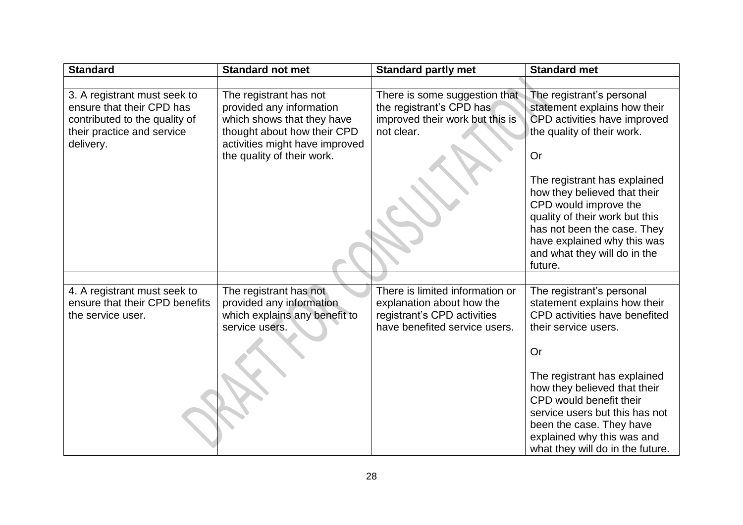| Standard | Standard not met | Standard partly met | Standard met |
|---|---|---|---|
| 3. A registrant must seek to ensure that their CPD has contributed to the quality of their practice and service delivery. | The registrant has not provided any information which shows that they have thought about how their CPD activities might have improved the quality of their work. | There is some suggestion that the registrant's CPD has improved their work but this is not clear. | The registrant's personal statement explains how their CPD activities have improved the quality of their work.<br><br>Or<br><br>The registrant has explained how they believed that their CPD would improve the quality of their work but this has not been the case. They have explained why this was and what they will do in the future. |
| 4. A registrant must seek to ensure that their CPD benefits the service user. | The registrant has not provided any information which explains any benefit to service users. | There is limited information or explanation about how the registrant's CPD activities have benefited service users. | The registrant's personal statement explains how their CPD activities have benefited their service users.<br><br>Or<br><br>The registrant has explained how they believed that their CPD would benefit their service users but this has not been the case. They have explained why this was and what they will do in the future. |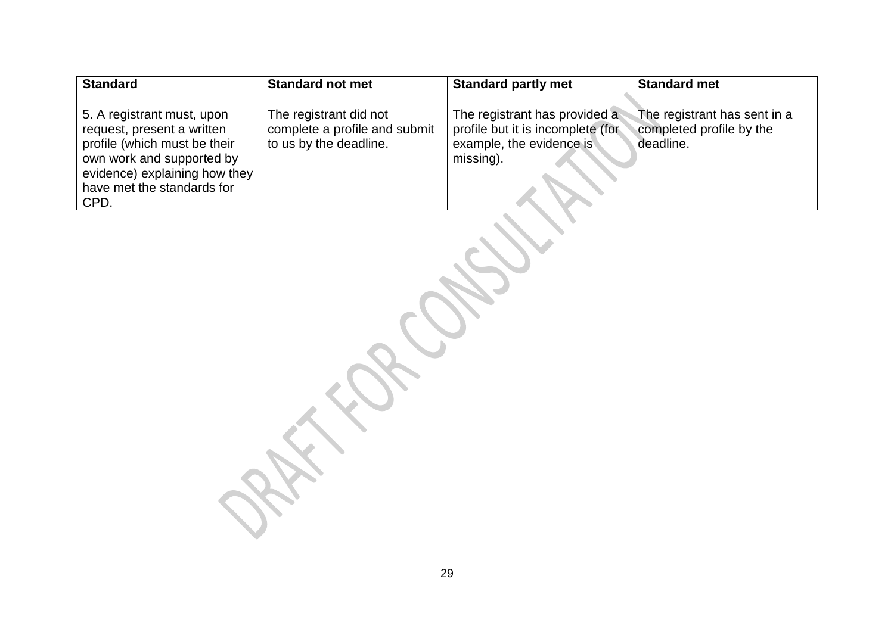| Standard | Standard not met | Standard partly met | Standard met |
|---|---|---|---|
| | | | |
| 5. A registrant must, upon request, present a written profile (which must be their own work and supported by evidence) explaining how they have met the standards for CPD. | The registrant did not complete a profile and submit to us by the deadline. | The registrant has provided a profile but it is incomplete (for example, the evidence is missing). | The registrant has sent in a completed profile by the deadline. |

DRAFT FOR CONSULTATION